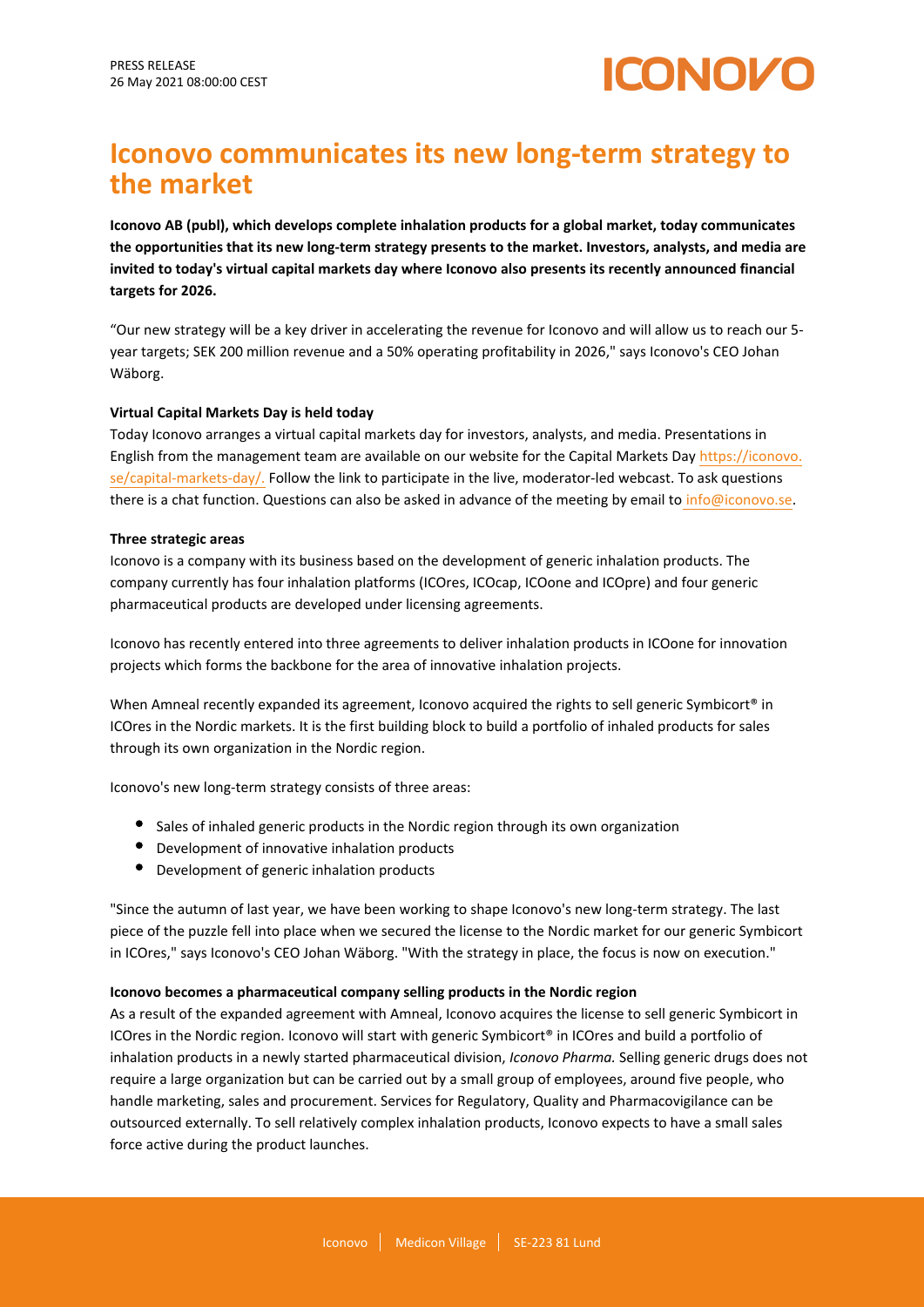PRESS RELEASE
26 May 2021 08:00:00 CEST

# Iconovo communicates its new long-term strategy to the market

**Iconovo AB (publ), which develops complete inhalation products for a global market, today communicates the opportunities that its new long-term strategy presents to the market. Investors, analysts, and media are invited to today's virtual capital markets day where Iconovo also presents its recently announced financial targets for 2026.**

"Our new strategy will be a key driver in accelerating the revenue for Iconovo and will allow us to reach our 5-year targets; SEK 200 million revenue and a 50% operating profitability in 2026," says Iconovo's CEO Johan Wäborg.

**Virtual Capital Markets Day is held today**

Today Iconovo arranges a virtual capital markets day for investors, analysts, and media. Presentations in English from the management team are available on our website for the Capital Markets Day https://iconovo.se/capital-markets-day/. Follow the link to participate in the live, moderator-led webcast. To ask questions there is a chat function. Questions can also be asked in advance of the meeting by email to info@iconovo.se.

**Three strategic areas**

Iconovo is a company with its business based on the development of generic inhalation products. The company currently has four inhalation platforms (ICOres, ICOcap, ICOone and ICOpre) and four generic pharmaceutical products are developed under licensing agreements.

Iconovo has recently entered into three agreements to deliver inhalation products in ICOone for innovation projects which forms the backbone for the area of innovative inhalation projects.

When Amneal recently expanded its agreement, Iconovo acquired the rights to sell generic Symbicort® in ICOres in the Nordic markets. It is the first building block to build a portfolio of inhaled products for sales through its own organization in the Nordic region.

Iconovo's new long-term strategy consists of three areas:

- Sales of inhaled generic products in the Nordic region through its own organization
- Development of innovative inhalation products
- Development of generic inhalation products

"Since the autumn of last year, we have been working to shape Iconovo's new long-term strategy. The last piece of the puzzle fell into place when we secured the license to the Nordic market for our generic Symbicort in ICOres," says Iconovo's CEO Johan Wäborg. "With the strategy in place, the focus is now on execution."

**Iconovo becomes a pharmaceutical company selling products in the Nordic region**

As a result of the expanded agreement with Amneal, Iconovo acquires the license to sell generic Symbicort in ICOres in the Nordic region. Iconovo will start with generic Symbicort® in ICOres and build a portfolio of inhalation products in a newly started pharmaceutical division, *Iconovo Pharma.* Selling generic drugs does not require a large organization but can be carried out by a small group of employees, around five people, who handle marketing, sales and procurement. Services for Regulatory, Quality and Pharmacovigilance can be outsourced externally. To sell relatively complex inhalation products, Iconovo expects to have a small sales force active during the product launches.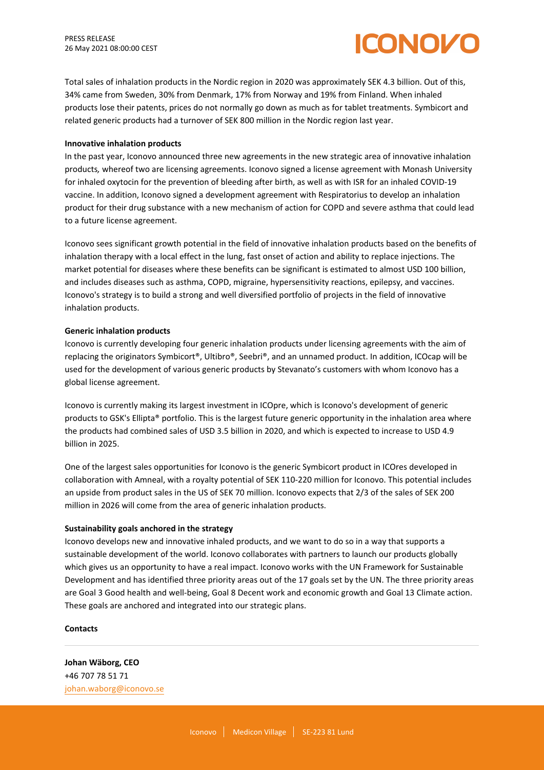Total sales of inhalation products in the Nordic region in 2020 was approximately SEK 4.3 billion. Out of this, 34% came from Sweden, 30% from Denmark, 17% from Norway and 19% from Finland. When inhaled products lose their patents, prices do not normally go down as much as for tablet treatments. Symbicort and related generic products had a turnover of SEK 800 million in the Nordic region last year.

**Innovative inhalation products**

In the past year, Iconovo announced three new agreements in the new strategic area of innovative inhalation products, whereof two are licensing agreements. Iconovo signed a license agreement with Monash University for inhaled oxytocin for the prevention of bleeding after birth, as well as with ISR for an inhaled COVID-19 vaccine. In addition, Iconovo signed a development agreement with Respiratorius to develop an inhalation product for their drug substance with a new mechanism of action for COPD and severe asthma that could lead to a future license agreement.

Iconovo sees significant growth potential in the field of innovative inhalation products based on the benefits of inhalation therapy with a local effect in the lung, fast onset of action and ability to replace injections. The market potential for diseases where these benefits can be significant is estimated to almost USD 100 billion, and includes diseases such as asthma, COPD, migraine, hypersensitivity reactions, epilepsy, and vaccines. Iconovo's strategy is to build a strong and well diversified portfolio of projects in the field of innovative inhalation products.

**Generic inhalation products**

Iconovo is currently developing four generic inhalation products under licensing agreements with the aim of replacing the originators Symbicort®, Ultibro®, Seebri®, and an unnamed product. In addition, ICOcap will be used for the development of various generic products by Stevanato's customers with whom Iconovo has a global license agreement.

Iconovo is currently making its largest investment in ICOpre, which is Iconovo's development of generic products to GSK's Ellipta® portfolio. This is the largest future generic opportunity in the inhalation area where the products had combined sales of USD 3.5 billion in 2020, and which is expected to increase to USD 4.9 billion in 2025.

One of the largest sales opportunities for Iconovo is the generic Symbicort product in ICOres developed in collaboration with Amneal, with a royalty potential of SEK 110-220 million for Iconovo. This potential includes an upside from product sales in the US of SEK 70 million. Iconovo expects that 2/3 of the sales of SEK 200 million in 2026 will come from the area of generic inhalation products.

**Sustainability goals anchored in the strategy**

Iconovo develops new and innovative inhaled products, and we want to do so in a way that supports a sustainable development of the world. Iconovo collaborates with partners to launch our products globally which gives us an opportunity to have a real impact. Iconovo works with the UN Framework for Sustainable Development and has identified three priority areas out of the 17 goals set by the UN. The three priority areas are Goal 3 Good health and well-being, Goal 8 Decent work and economic growth and Goal 13 Climate action. These goals are anchored and integrated into our strategic plans.

**Contacts**

---

**Johan Wäborg, CEO**
+46 707 78 51 71
johan.waborg@iconovo.se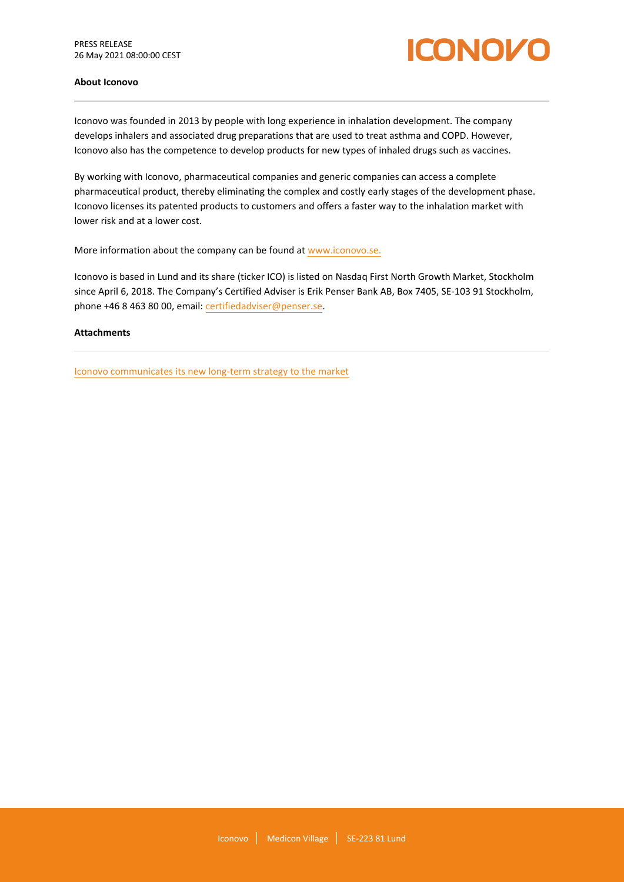## About Iconovo

Iconovo was founded in 2013 by people with long experience in inhalation development. The company develops inhalers and associated drug preparations that are used to treat asthma and COPD. However, Iconovo also has the competence to develop products for new types of inhaled drugs such as vaccines.

By working with Iconovo, pharmaceutical companies and generic companies can access a complete pharmaceutical product, thereby eliminating the complex and costly early stages of the development phase. Iconovo licenses its patented products to customers and offers a faster way to the inhalation market with lower risk and at a lower cost.

More information about the company can be found at www.iconovo.se.

Iconovo is based in Lund and its share (ticker ICO) is listed on Nasdaq First North Growth Market, Stockholm since April 6, 2018. The Company's Certified Adviser is Erik Penser Bank AB, Box 7405, SE-103 91 Stockholm, phone +46 8 463 80 00, email: certifiedadviser@penser.se.

## Attachments

Iconovo communicates its new long-term strategy to the market